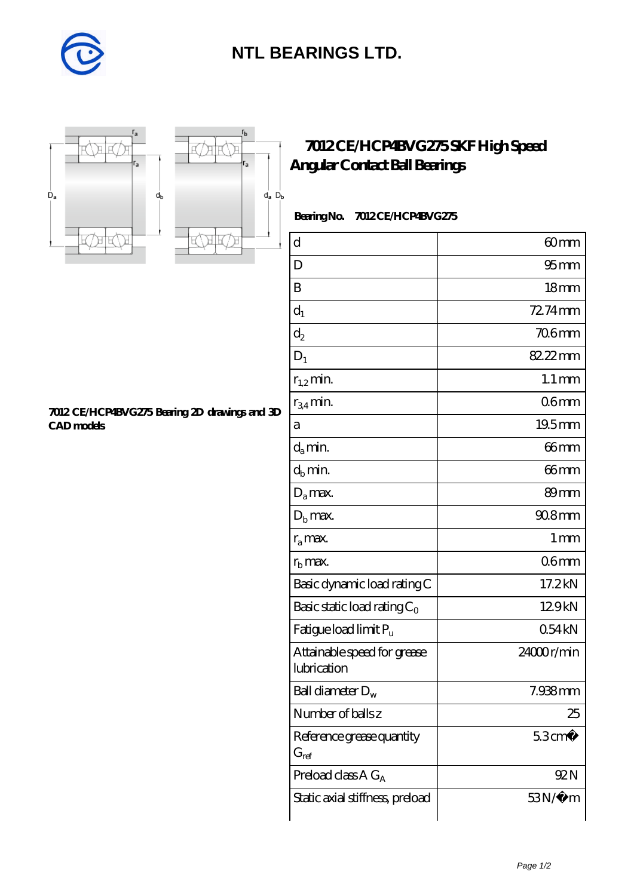# NTL BEARINGS LTD.

## 7012 CE/HCP4BVG275 SKF High Speed Angular Contact Ball Bearings

**Bearing No.** 7012 CE/HCP4BVG275

**7012 CE/HCP4BVG275 Bearing 2D drawings and 3D CAD models**

| | |
|---|---|
| d | 60 mm |
| D | 95 mm |
| B | 18 mm |
| $d_1$ | 72.74 mm |
| $d_2$ | 70.6 mm |
| $D_1$ | 82.22 mm |
| $r_{1,2}$ min. | 1.1 mm |
| $r_{3,4}$ min. | 0.6 mm |
| a | 19.5 mm |
| $d_a$ min. | 66 mm |
| $d_b$ min. | 66 mm |
| $D_a$ max. | 89 mm |
| $D_b$ max. | 90.8 mm |
| $r_a$ max. | 1 mm |
| $r_b$ max. | 0.6 mm |
| Basic dynamic load rating C | 17.2 kN |
| Basic static load rating $C_0$ | 12.9 kN |
| Fatigue load limit $P_u$ | 0.54 kN |
| Attainable speed for grease lubrication | 24000 r/min |
| Ball diameter $D_w$ | 7.938 mm |
| Number of balls z | 25 |
| Reference grease quantity $G_{ref}$ | 5.3 cm� |
| Preload class A $G_A$ | 92 N |
| Static axial stiffness, preload | 53 N/�m |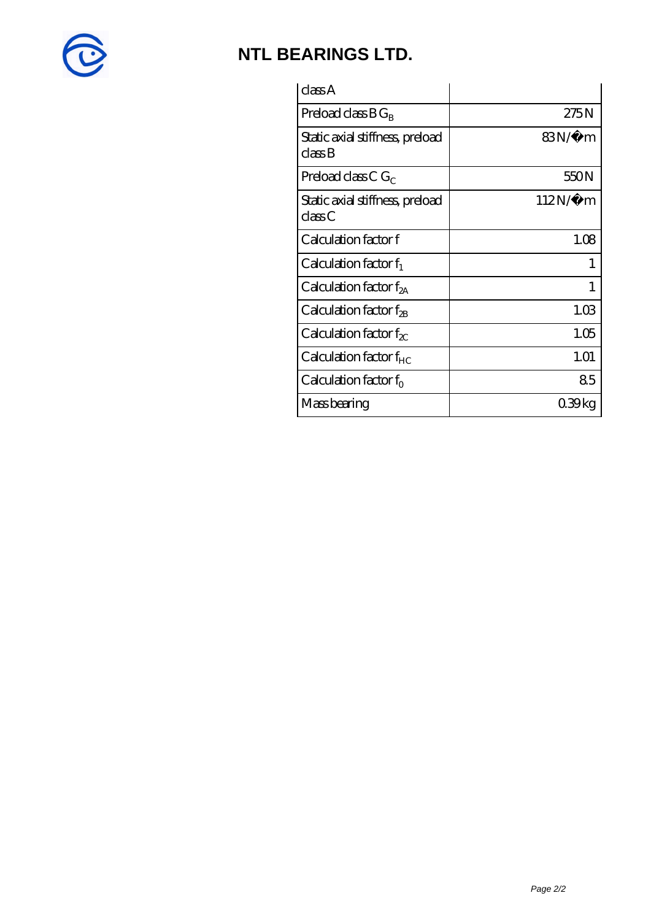# NTL BEARINGS LTD.

| | |
|---|---|
| class A | |
| Preload class B $G_B$ | 275 N |
| Static axial stiffness, preload class B | 83 N/�m |
| Preload class C $G_C$ | 550 N |
| Static axial stiffness, preload class C | 112 N/�m |
| Calculation factor f | 1.08 |
| Calculation factor $f_1$ | 1 |
| Calculation factor $f_{2A}$ | 1 |
| Calculation factor $f_{2B}$ | 1.03 |
| Calculation factor $f_{2C}$ | 1.05 |
| Calculation factor $f_{HC}$ | 1.01 |
| Calculation factor $f_0$ | 8.5 |
| Mass bearing | 0.39 kg |